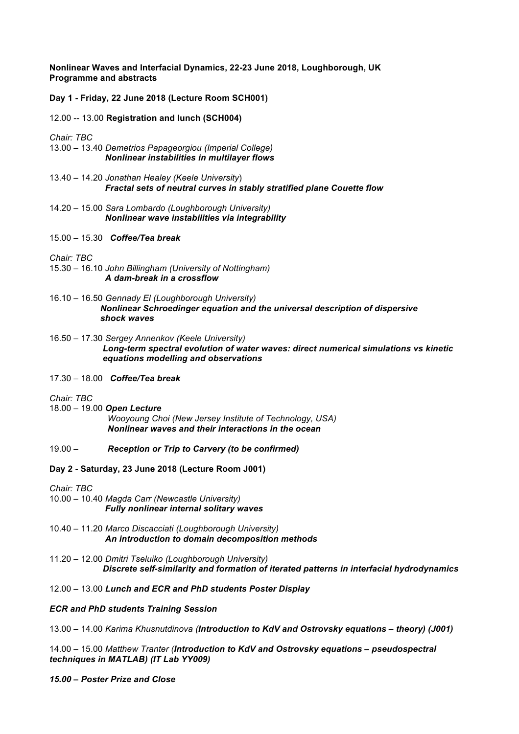**Nonlinear Waves and Interfacial Dynamics, 22-23 June 2018, Loughborough, UK**
**Programme and abstracts**

**Day 1 - Friday, 22 June 2018 (Lecture Room SCH001)**

12.00 -- 13.00 **Registration and lunch (SCH004)**

*Chair: TBC*

13.00 – 13.40 *Demetrios Papageorgiou (Imperial College)*
***Nonlinear instabilities in multilayer flows***

13.40 – 14.20 *Jonathan Healey (Keele University)*
***Fractal sets of neutral curves in stably stratified plane Couette flow***

14.20 – 15.00 *Sara Lombardo (Loughborough University)*
***Nonlinear wave instabilities via integrability***

15.00 – 15.30 ***Coffee/Tea break***

*Chair: TBC*

15.30 – 16.10 *John Billingham (University of Nottingham)*
***A dam-break in a crossflow***

16.10 – 16.50 *Gennady El (Loughborough University)*
***Nonlinear Schroedinger equation and the universal description of dispersive shock waves***

16.50 – 17.30 *Sergey Annenkov (Keele University)*
***Long-term spectral evolution of water waves: direct numerical simulations vs kinetic equations modelling and observations***

17.30 – 18.00 ***Coffee/Tea break***

*Chair: TBC*

18.00 – 19.00 ***Open Lecture***
*Wooyoung Choi (New Jersey Institute of Technology, USA)*
***Nonlinear waves and their interactions in the ocean***

19.00 – ***Reception or Trip to Carvery (to be confirmed)***

**Day 2 - Saturday, 23 June 2018 (Lecture Room J001)**

*Chair: TBC*

10.00 – 10.40 *Magda Carr (Newcastle University)*
***Fully nonlinear internal solitary waves***

10.40 – 11.20 *Marco Discacciati (Loughborough University)*
***An introduction to domain decomposition methods***

11.20 – 12.00 *Dmitri Tseluiko (Loughborough University)*
***Discrete self-similarity and formation of iterated patterns in interfacial hydrodynamics***

12.00 – 13.00 ***Lunch and ECR and PhD students Poster Display***

***ECR and PhD students Training Session***

13.00 – 14.00 *Karima Khusnutdinova (**Introduction to KdV and Ostrovsky equations – theory) (J001)***

14.00 – 15.00 *Matthew Tranter (**Introduction to KdV and Ostrovsky equations – pseudospectral techniques in MATLAB) (IT Lab YY009)***

***15.00 – Poster Prize and Close***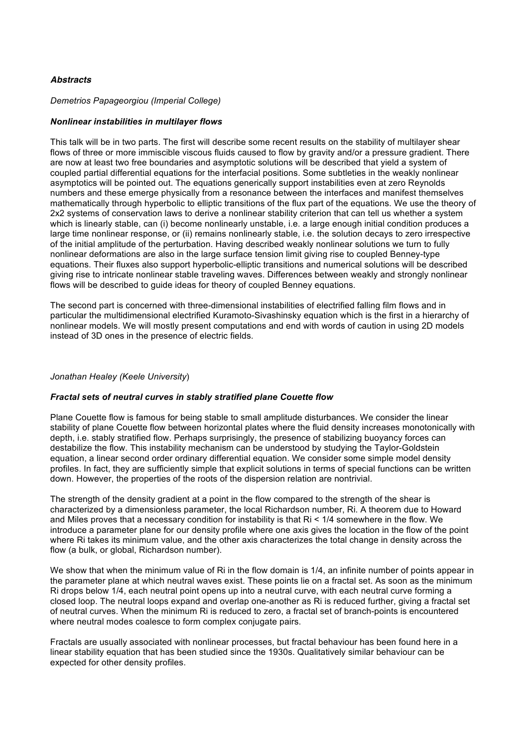## *Abstracts*

*Demetrios Papageorgiou (Imperial College)*

### ***Nonlinear instabilities in multilayer flows***

This talk will be in two parts. The first will describe some recent results on the stability of multilayer shear flows of three or more immiscible viscous fluids caused to flow by gravity and/or a pressure gradient. There are now at least two free boundaries and asymptotic solutions will be described that yield a system of coupled partial differential equations for the interfacial positions. Some subtleties in the weakly nonlinear asymptotics will be pointed out. The equations generically support instabilities even at zero Reynolds numbers and these emerge physically from a resonance between the interfaces and manifest themselves mathematically through hyperbolic to elliptic transitions of the flux part of the equations. We use the theory of 2x2 systems of conservation laws to derive a nonlinear stability criterion that can tell us whether a system which is linearly stable, can (i) become nonlinearly unstable, i.e. a large enough initial condition produces a large time nonlinear response, or (ii) remains nonlinearly stable, i.e. the solution decays to zero irrespective of the initial amplitude of the perturbation. Having described weakly nonlinear solutions we turn to fully nonlinear deformations are also in the large surface tension limit giving rise to coupled Benney-type equations. Their fluxes also support hyperbolic-elliptic transitions and numerical solutions will be described giving rise to intricate nonlinear stable traveling waves. Differences between weakly and strongly nonlinear flows will be described to guide ideas for theory of coupled Benney equations.

The second part is concerned with three-dimensional instabilities of electrified falling film flows and in particular the multidimensional electrified Kuramoto-Sivashinsky equation which is the first in a hierarchy of nonlinear models. We will mostly present computations and end with words of caution in using 2D models instead of 3D ones in the presence of electric fields.

*Jonathan Healey (Keele University)*

### ***Fractal sets of neutral curves in stably stratified plane Couette flow***

Plane Couette flow is famous for being stable to small amplitude disturbances. We consider the linear stability of plane Couette flow between horizontal plates where the fluid density increases monotonically with depth, i.e. stably stratified flow. Perhaps surprisingly, the presence of stabilizing buoyancy forces can destabilize the flow. This instability mechanism can be understood by studying the Taylor-Goldstein equation, a linear second order ordinary differential equation. We consider some simple model density profiles. In fact, they are sufficiently simple that explicit solutions in terms of special functions can be written down. However, the properties of the roots of the dispersion relation are nontrivial.

The strength of the density gradient at a point in the flow compared to the strength of the shear is characterized by a dimensionless parameter, the local Richardson number, Ri. A theorem due to Howard and Miles proves that a necessary condition for instability is that $Ri < 1/4$ somewhere in the flow. We introduce a parameter plane for our density profile where one axis gives the location in the flow of the point where Ri takes its minimum value, and the other axis characterizes the total change in density across the flow (a bulk, or global, Richardson number).

We show that when the minimum value of Ri in the flow domain is 1/4, an infinite number of points appear in the parameter plane at which neutral waves exist. These points lie on a fractal set. As soon as the minimum Ri drops below 1/4, each neutral point opens up into a neutral curve, with each neutral curve forming a closed loop. The neutral loops expand and overlap one-another as Ri is reduced further, giving a fractal set of neutral curves. When the minimum Ri is reduced to zero, a fractal set of branch-points is encountered where neutral modes coalesce to form complex conjugate pairs.

Fractals are usually associated with nonlinear processes, but fractal behaviour has been found here in a linear stability equation that has been studied since the 1930s. Qualitatively similar behaviour can be expected for other density profiles.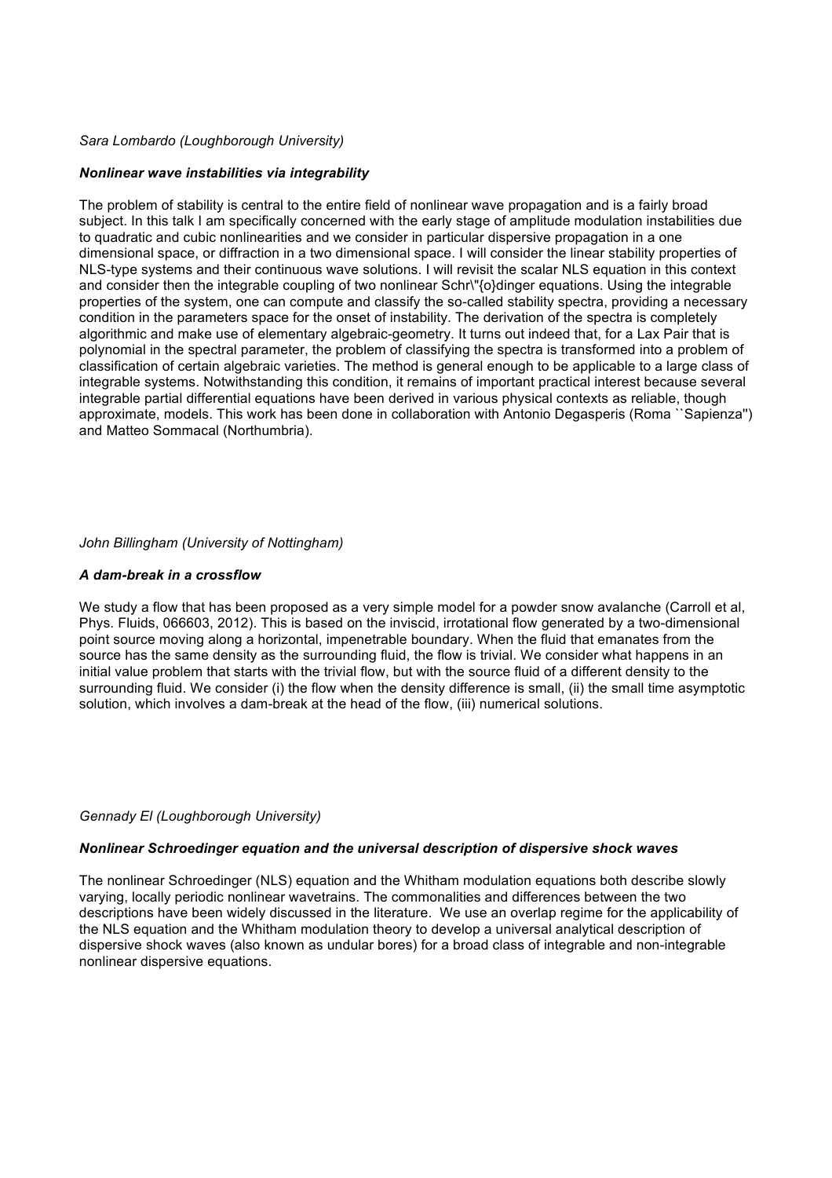*Sara Lombardo (Loughborough University)*

***Nonlinear wave instabilities via integrability***

The problem of stability is central to the entire field of nonlinear wave propagation and is a fairly broad subject. In this talk I am specifically concerned with the early stage of amplitude modulation instabilities due to quadratic and cubic nonlinearities and we consider in particular dispersive propagation in a one dimensional space, or diffraction in a two dimensional space. I will consider the linear stability properties of NLS-type systems and their continuous wave solutions. I will revisit the scalar NLS equation in this context and consider then the integrable coupling of two nonlinear Schr\"{o}dinger equations. Using the integrable properties of the system, one can compute and classify the so-called stability spectra, providing a necessary condition in the parameters space for the onset of instability. The derivation of the spectra is completely algorithmic and make use of elementary algebraic-geometry. It turns out indeed that, for a Lax Pair that is polynomial in the spectral parameter, the problem of classifying the spectra is transformed into a problem of classification of certain algebraic varieties. The method is general enough to be applicable to a large class of integrable systems. Notwithstanding this condition, it remains of important practical interest because several integrable partial differential equations have been derived in various physical contexts as reliable, though approximate, models. This work has been done in collaboration with Antonio Degasperis (Roma ``Sapienza'') and Matteo Sommacal (Northumbria).

*John Billingham (University of Nottingham)*

***A dam-break in a crossflow***

We study a flow that has been proposed as a very simple model for a powder snow avalanche (Carroll et al, Phys. Fluids, 066603, 2012). This is based on the inviscid, irrotational flow generated by a two-dimensional point source moving along a horizontal, impenetrable boundary. When the fluid that emanates from the source has the same density as the surrounding fluid, the flow is trivial. We consider what happens in an initial value problem that starts with the trivial flow, but with the source fluid of a different density to the surrounding fluid. We consider (i) the flow when the density difference is small, (ii) the small time asymptotic solution, which involves a dam-break at the head of the flow, (iii) numerical solutions.

*Gennady El (Loughborough University)*

***Nonlinear Schroedinger equation and the universal description of dispersive shock waves***

The nonlinear Schroedinger (NLS) equation and the Whitham modulation equations both describe slowly varying, locally periodic nonlinear wavetrains. The commonalities and differences between the two descriptions have been widely discussed in the literature. We use an overlap regime for the applicability of the NLS equation and the Whitham modulation theory to develop a universal analytical description of dispersive shock waves (also known as undular bores) for a broad class of integrable and non-integrable nonlinear dispersive equations.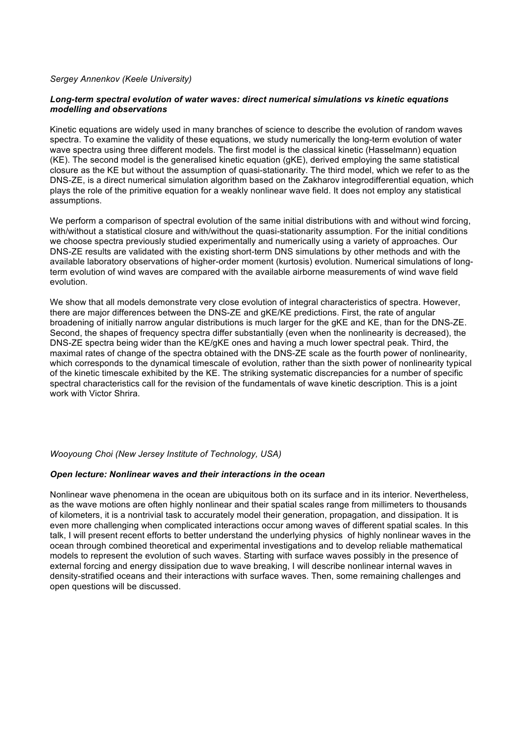*Sergey Annenkov (Keele University)*

***Long-term spectral evolution of water waves: direct numerical simulations vs kinetic equations modelling and observations***

Kinetic equations are widely used in many branches of science to describe the evolution of random waves spectra. To examine the validity of these equations, we study numerically the long-term evolution of water wave spectra using three different models. The first model is the classical kinetic (Hasselmann) equation (KE). The second model is the generalised kinetic equation (gKE), derived employing the same statistical closure as the KE but without the assumption of quasi-stationarity. The third model, which we refer to as the DNS-ZE, is a direct numerical simulation algorithm based on the Zakharov integrodifferential equation, which plays the role of the primitive equation for a weakly nonlinear wave field. It does not employ any statistical assumptions.

We perform a comparison of spectral evolution of the same initial distributions with and without wind forcing, with/without a statistical closure and with/without the quasi-stationarity assumption. For the initial conditions we choose spectra previously studied experimentally and numerically using a variety of approaches. Our DNS-ZE results are validated with the existing short-term DNS simulations by other methods and with the available laboratory observations of higher-order moment (kurtosis) evolution. Numerical simulations of long-term evolution of wind waves are compared with the available airborne measurements of wind wave field evolution.

We show that all models demonstrate very close evolution of integral characteristics of spectra. However, there are major differences between the DNS-ZE and gKE/KE predictions. First, the rate of angular broadening of initially narrow angular distributions is much larger for the gKE and KE, than for the DNS-ZE. Second, the shapes of frequency spectra differ substantially (even when the nonlinearity is decreased), the DNS-ZE spectra being wider than the KE/gKE ones and having a much lower spectral peak. Third, the maximal rates of change of the spectra obtained with the DNS-ZE scale as the fourth power of nonlinearity, which corresponds to the dynamical timescale of evolution, rather than the sixth power of nonlinearity typical of the kinetic timescale exhibited by the KE. The striking systematic discrepancies for a number of specific spectral characteristics call for the revision of the fundamentals of wave kinetic description. This is a joint work with Victor Shrira.

*Wooyoung Choi (New Jersey Institute of Technology, USA)*

***Open lecture: Nonlinear waves and their interactions in the ocean***

Nonlinear wave phenomena in the ocean are ubiquitous both on its surface and in its interior. Nevertheless, as the wave motions are often highly nonlinear and their spatial scales range from millimeters to thousands of kilometers, it is a nontrivial task to accurately model their generation, propagation, and dissipation. It is even more challenging when complicated interactions occur among waves of different spatial scales. In this talk, I will present recent efforts to better understand the underlying physics of highly nonlinear waves in the ocean through combined theoretical and experimental investigations and to develop reliable mathematical models to represent the evolution of such waves. Starting with surface waves possibly in the presence of external forcing and energy dissipation due to wave breaking, I will describe nonlinear internal waves in density-stratified oceans and their interactions with surface waves. Then, some remaining challenges and open questions will be discussed.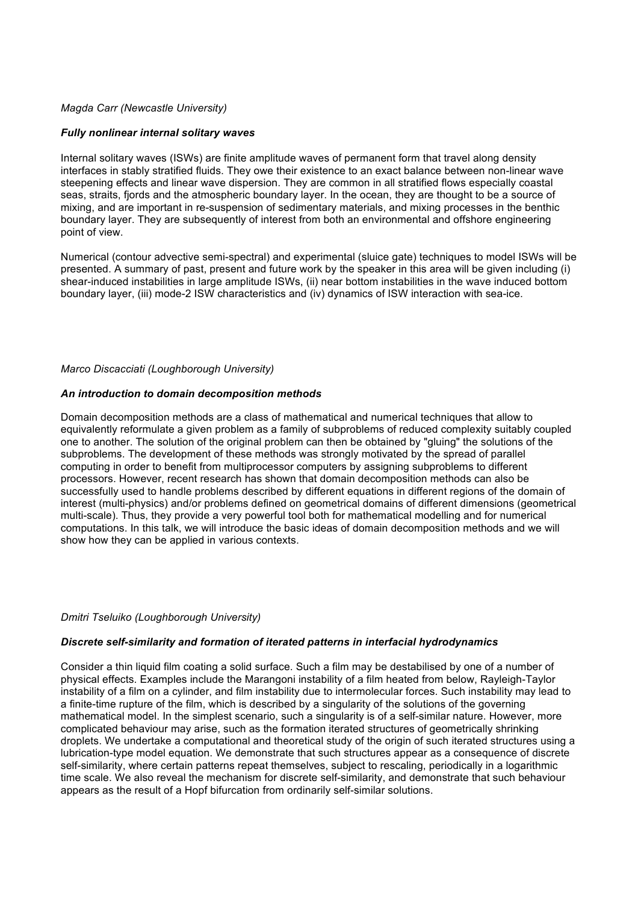*Magda Carr (Newcastle University)*

***Fully nonlinear internal solitary waves***

Internal solitary waves (ISWs) are finite amplitude waves of permanent form that travel along density interfaces in stably stratified fluids. They owe their existence to an exact balance between non-linear wave steepening effects and linear wave dispersion. They are common in all stratified flows especially coastal seas, straits, fjords and the atmospheric boundary layer. In the ocean, they are thought to be a source of mixing, and are important in re-suspension of sedimentary materials, and mixing processes in the benthic boundary layer. They are subsequently of interest from both an environmental and offshore engineering point of view.

Numerical (contour advective semi-spectral) and experimental (sluice gate) techniques to model ISWs will be presented. A summary of past, present and future work by the speaker in this area will be given including (i) shear-induced instabilities in large amplitude ISWs, (ii) near bottom instabilities in the wave induced bottom boundary layer, (iii) mode-2 ISW characteristics and (iv) dynamics of ISW interaction with sea-ice.

*Marco Discacciati (Loughborough University)*

***An introduction to domain decomposition methods***

Domain decomposition methods are a class of mathematical and numerical techniques that allow to equivalently reformulate a given problem as a family of subproblems of reduced complexity suitably coupled one to another. The solution of the original problem can then be obtained by "gluing" the solutions of the subproblems. The development of these methods was strongly motivated by the spread of parallel computing in order to benefit from multiprocessor computers by assigning subproblems to different processors. However, recent research has shown that domain decomposition methods can also be successfully used to handle problems described by different equations in different regions of the domain of interest (multi-physics) and/or problems defined on geometrical domains of different dimensions (geometrical multi-scale). Thus, they provide a very powerful tool both for mathematical modelling and for numerical computations. In this talk, we will introduce the basic ideas of domain decomposition methods and we will show how they can be applied in various contexts.

*Dmitri Tseluiko (Loughborough University)*

***Discrete self-similarity and formation of iterated patterns in interfacial hydrodynamics***

Consider a thin liquid film coating a solid surface. Such a film may be destabilised by one of a number of physical effects. Examples include the Marangoni instability of a film heated from below, Rayleigh-Taylor instability of a film on a cylinder, and film instability due to intermolecular forces. Such instability may lead to a finite-time rupture of the film, which is described by a singularity of the solutions of the governing mathematical model. In the simplest scenario, such a singularity is of a self-similar nature. However, more complicated behaviour may arise, such as the formation iterated structures of geometrically shrinking droplets. We undertake a computational and theoretical study of the origin of such iterated structures using a lubrication-type model equation. We demonstrate that such structures appear as a consequence of discrete self-similarity, where certain patterns repeat themselves, subject to rescaling, periodically in a logarithmic time scale. We also reveal the mechanism for discrete self-similarity, and demonstrate that such behaviour appears as the result of a Hopf bifurcation from ordinarily self-similar solutions.